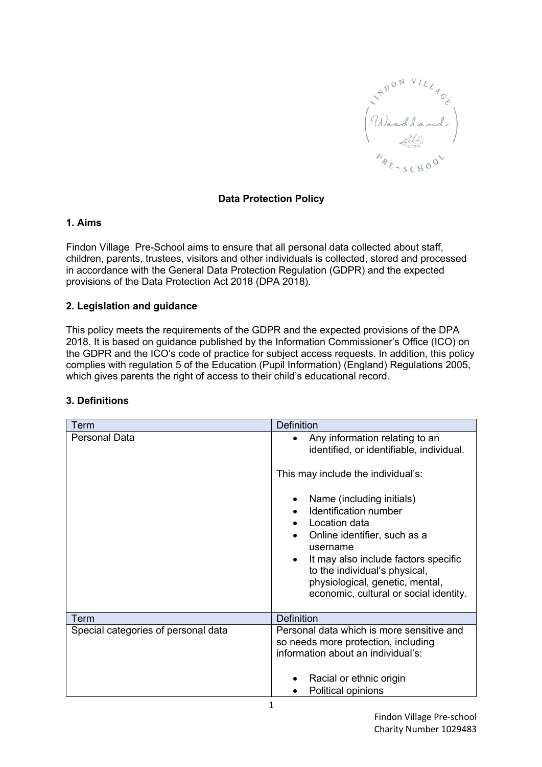# Data Protection Policy

## 1. Aims

Findon Village  Pre-School aims to ensure that all personal data collected about staff, children, parents, trustees, visitors and other individuals is collected, stored and processed in accordance with the General Data Protection Regulation (GDPR) and the expected provisions of the Data Protection Act 2018 (DPA 2018).

## 2. Legislation and guidance

This policy meets the requirements of the GDPR and the expected provisions of the DPA 2018. It is based on guidance published by the Information Commissioner's Office (ICO) on the GDPR and the ICO's code of practice for subject access requests. In addition, this policy complies with regulation 5 of the Education (Pupil Information) (England) Regulations 2005, which gives parents the right of access to their child's educational record.

## 3. Definitions

| Term | Definition |
|---|---|
| Personal Data | • Any information relating to an identified, or identifiable, individual.<br><br>This may include the individual's:<br><br>• Name (including initials)<br>• Identification number<br>• Location data<br>• Online identifier, such as a username<br>• It may also include factors specific to the individual's physical, physiological, genetic, mental, economic, cultural or social identity. |
| **Term** | **Definition** |
| Special categories of personal data | Personal data which is more sensitive and so needs more protection, including information about an individual's:<br><br>• Racial or ethnic origin<br>• Political opinions |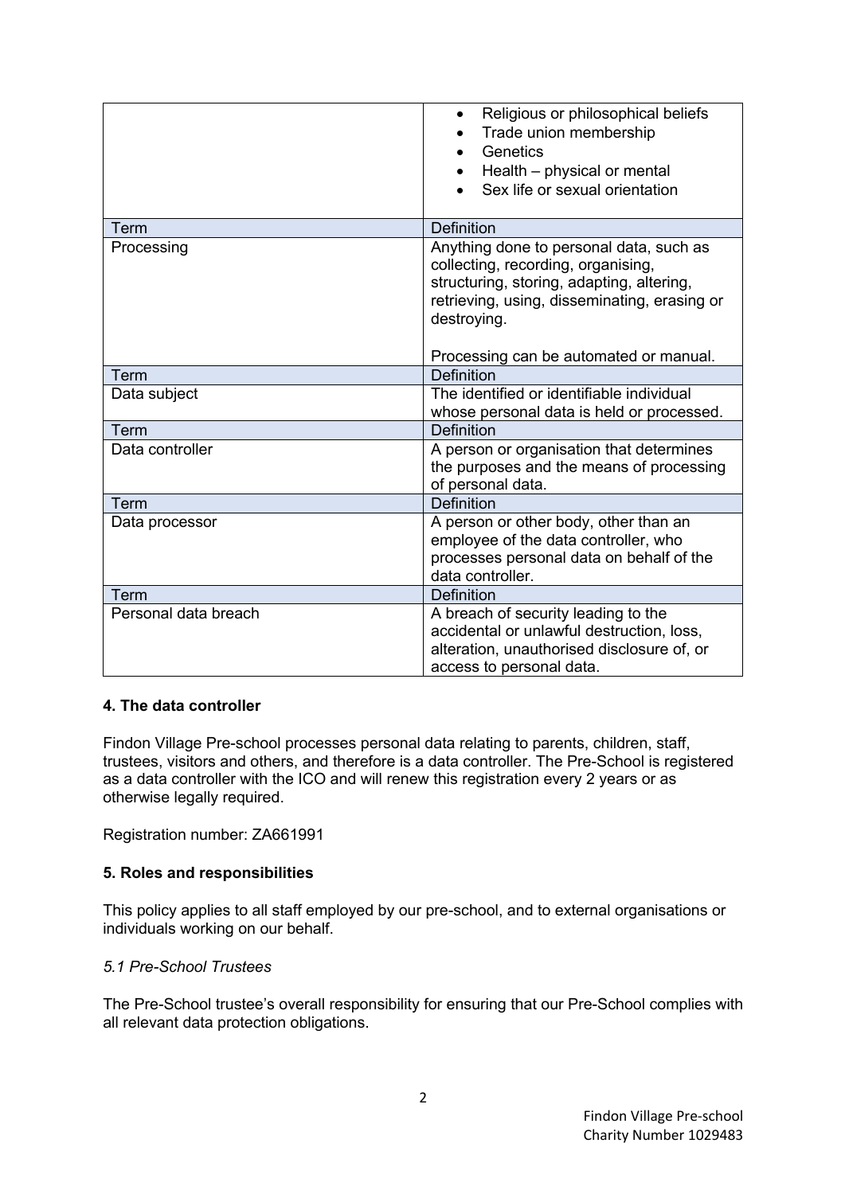| | |
|---|---|
| | • Religious or philosophical beliefs<br>• Trade union membership<br>• Genetics<br>• Health – physical or mental<br>• Sex life or sexual orientation |
| **Term** | **Definition** |
| Processing | Anything done to personal data, such as collecting, recording, organising, structuring, storing, adapting, altering, retrieving, using, disseminating, erasing or destroying.<br><br>Processing can be automated or manual. |
| **Term** | **Definition** |
| Data subject | The identified or identifiable individual whose personal data is held or processed. |
| **Term** | **Definition** |
| Data controller | A person or organisation that determines the purposes and the means of processing of personal data. |
| **Term** | **Definition** |
| Data processor | A person or other body, other than an employee of the data controller, who processes personal data on behalf of the data controller. |
| **Term** | **Definition** |
| Personal data breach | A breach of security leading to the accidental or unlawful destruction, loss, alteration, unauthorised disclosure of, or access to personal data. |

**4. The data controller**

Findon Village Pre-school processes personal data relating to parents, children, staff, trustees, visitors and others, and therefore is a data controller. The Pre-School is registered as a data controller with the ICO and will renew this registration every 2 years or as otherwise legally required.

Registration number: ZA661991

**5. Roles and responsibilities**

This policy applies to all staff employed by our pre-school, and to external organisations or individuals working on our behalf.

*5.1 Pre-School Trustees*

The Pre-School trustee's overall responsibility for ensuring that our Pre-School complies with all relevant data protection obligations.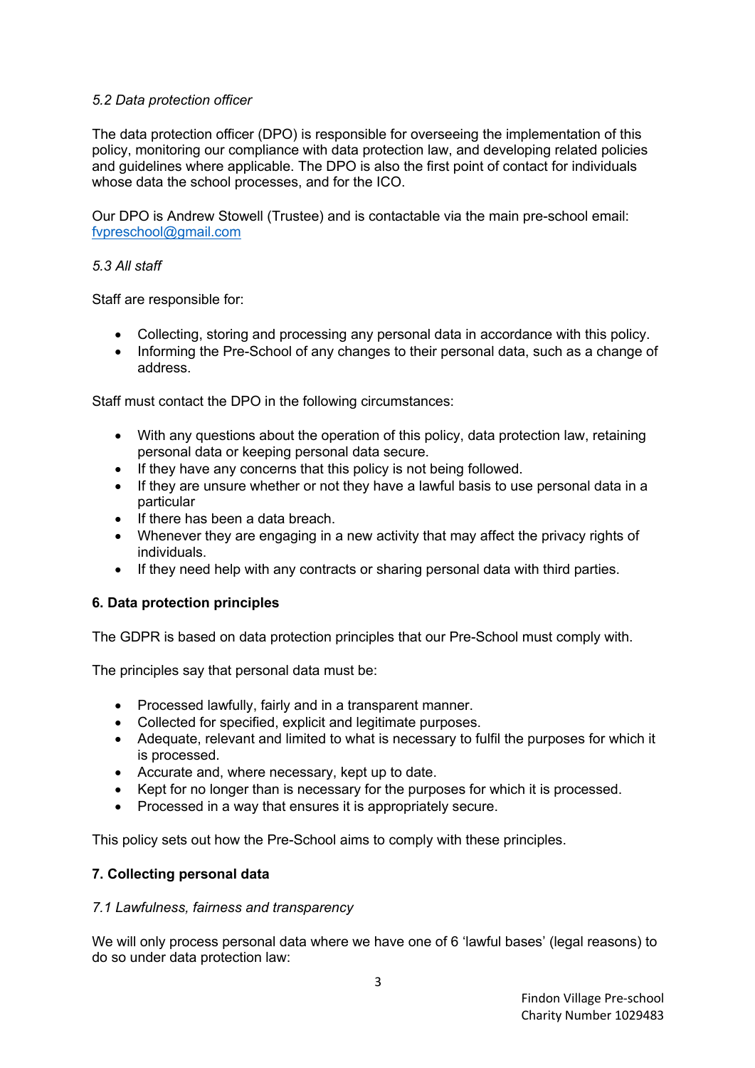*5.2 Data protection officer*

The data protection officer (DPO) is responsible for overseeing the implementation of this policy, monitoring our compliance with data protection law, and developing related policies and guidelines where applicable. The DPO is also the first point of contact for individuals whose data the school processes, and for the ICO.

Our DPO is Andrew Stowell (Trustee) and is contactable via the main pre-school email: [fvpreschool@gmail.com](mailto:fvpreschool@gmail.com)

*5.3 All staff*

Staff are responsible for:

- Collecting, storing and processing any personal data in accordance with this policy.
- Informing the Pre-School of any changes to their personal data, such as a change of address.

Staff must contact the DPO in the following circumstances:

- With any questions about the operation of this policy, data protection law, retaining personal data or keeping personal data secure.
- If they have any concerns that this policy is not being followed.
- If they are unsure whether or not they have a lawful basis to use personal data in a particular
- If there has been a data breach.
- Whenever they are engaging in a new activity that may affect the privacy rights of individuals.
- If they need help with any contracts or sharing personal data with third parties.

**6. Data protection principles**

The GDPR is based on data protection principles that our Pre-School must comply with.

The principles say that personal data must be:

- Processed lawfully, fairly and in a transparent manner.
- Collected for specified, explicit and legitimate purposes.
- Adequate, relevant and limited to what is necessary to fulfil the purposes for which it is processed.
- Accurate and, where necessary, kept up to date.
- Kept for no longer than is necessary for the purposes for which it is processed.
- Processed in a way that ensures it is appropriately secure.

This policy sets out how the Pre-School aims to comply with these principles.

**7. Collecting personal data**

*7.1 Lawfulness, fairness and transparency*

We will only process personal data where we have one of 6 'lawful bases' (legal reasons) to do so under data protection law: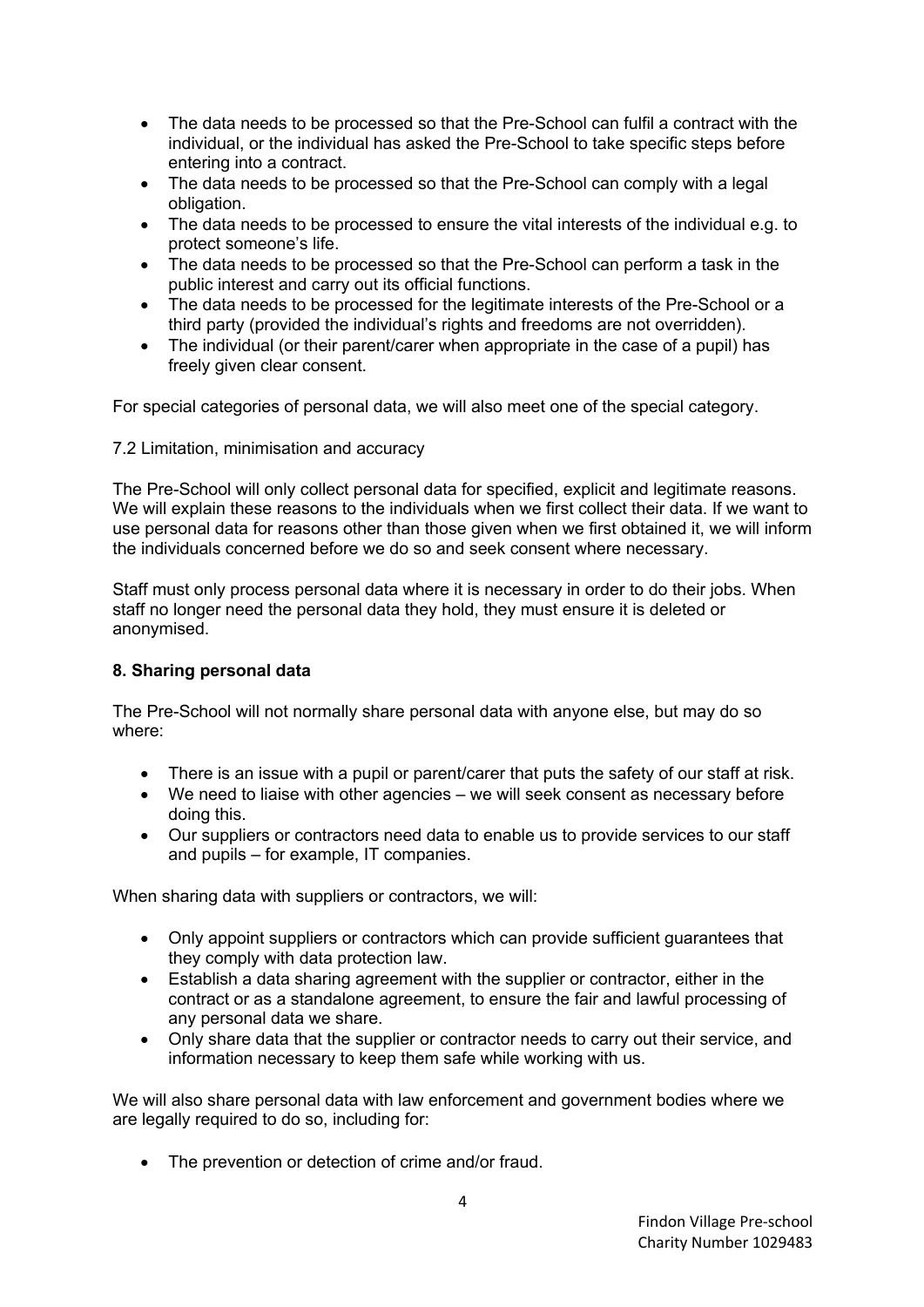- The data needs to be processed so that the Pre-School can fulfil a contract with the individual, or the individual has asked the Pre-School to take specific steps before entering into a contract.
- The data needs to be processed so that the Pre-School can comply with a legal obligation.
- The data needs to be processed to ensure the vital interests of the individual e.g. to protect someone's life.
- The data needs to be processed so that the Pre-School can perform a task in the public interest and carry out its official functions.
- The data needs to be processed for the legitimate interests of the Pre-School or a third party (provided the individual's rights and freedoms are not overridden).
- The individual (or their parent/carer when appropriate in the case of a pupil) has freely given clear consent.

For special categories of personal data, we will also meet one of the special category.

7.2 Limitation, minimisation and accuracy

The Pre-School will only collect personal data for specified, explicit and legitimate reasons. We will explain these reasons to the individuals when we first collect their data. If we want to use personal data for reasons other than those given when we first obtained it, we will inform the individuals concerned before we do so and seek consent where necessary.

Staff must only process personal data where it is necessary in order to do their jobs. When staff no longer need the personal data they hold, they must ensure it is deleted or anonymised.

**8. Sharing personal data**

The Pre-School will not normally share personal data with anyone else, but may do so where:

- There is an issue with a pupil or parent/carer that puts the safety of our staff at risk.
- We need to liaise with other agencies – we will seek consent as necessary before doing this.
- Our suppliers or contractors need data to enable us to provide services to our staff and pupils – for example, IT companies.

When sharing data with suppliers or contractors, we will:

- Only appoint suppliers or contractors which can provide sufficient guarantees that they comply with data protection law.
- Establish a data sharing agreement with the supplier or contractor, either in the contract or as a standalone agreement, to ensure the fair and lawful processing of any personal data we share.
- Only share data that the supplier or contractor needs to carry out their service, and information necessary to keep them safe while working with us.

We will also share personal data with law enforcement and government bodies where we are legally required to do so, including for:

- The prevention or detection of crime and/or fraud.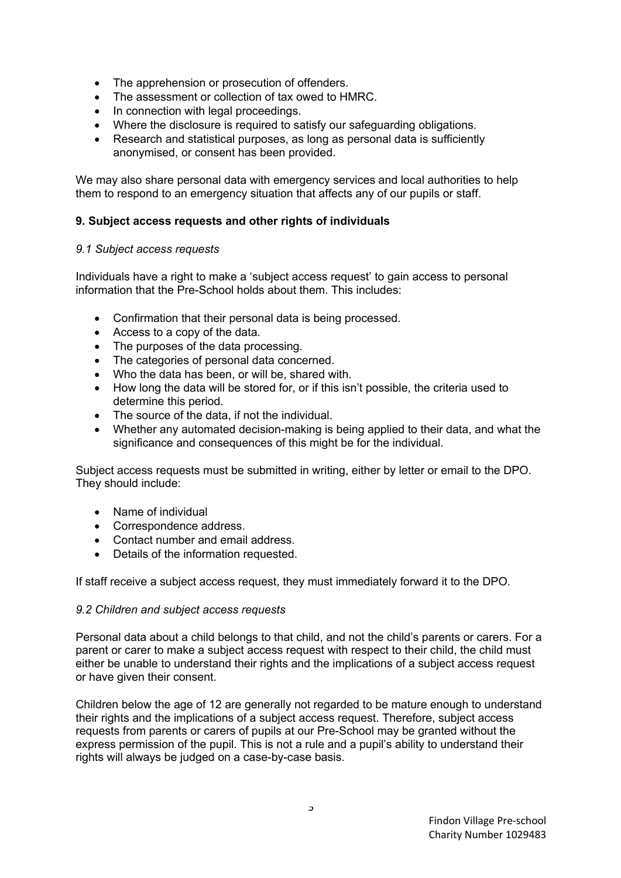- The apprehension or prosecution of offenders.
- The assessment or collection of tax owed to HMRC.
- In connection with legal proceedings.
- Where the disclosure is required to satisfy our safeguarding obligations.
- Research and statistical purposes, as long as personal data is sufficiently anonymised, or consent has been provided.

We may also share personal data with emergency services and local authorities to help them to respond to an emergency situation that affects any of our pupils or staff.

**9. Subject access requests and other rights of individuals**

*9.1 Subject access requests*

Individuals have a right to make a 'subject access request' to gain access to personal information that the Pre-School holds about them. This includes:

- Confirmation that their personal data is being processed.
- Access to a copy of the data.
- The purposes of the data processing.
- The categories of personal data concerned.
- Who the data has been, or will be, shared with.
- How long the data will be stored for, or if this isn't possible, the criteria used to determine this period.
- The source of the data, if not the individual.
- Whether any automated decision-making is being applied to their data, and what the significance and consequences of this might be for the individual.

Subject access requests must be submitted in writing, either by letter or email to the DPO. They should include:

- Name of individual
- Correspondence address.
- Contact number and email address.
- Details of the information requested.

If staff receive a subject access request, they must immediately forward it to the DPO.

*9.2 Children and subject access requests*

Personal data about a child belongs to that child, and not the child's parents or carers. For a parent or carer to make a subject access request with respect to their child, the child must either be unable to understand their rights and the implications of a subject access request or have given their consent.

Children below the age of 12 are generally not regarded to be mature enough to understand their rights and the implications of a subject access request. Therefore, subject access requests from parents or carers of pupils at our Pre-School may be granted without the express permission of the pupil. This is not a rule and a pupil's ability to understand their rights will always be judged on a case-by-case basis.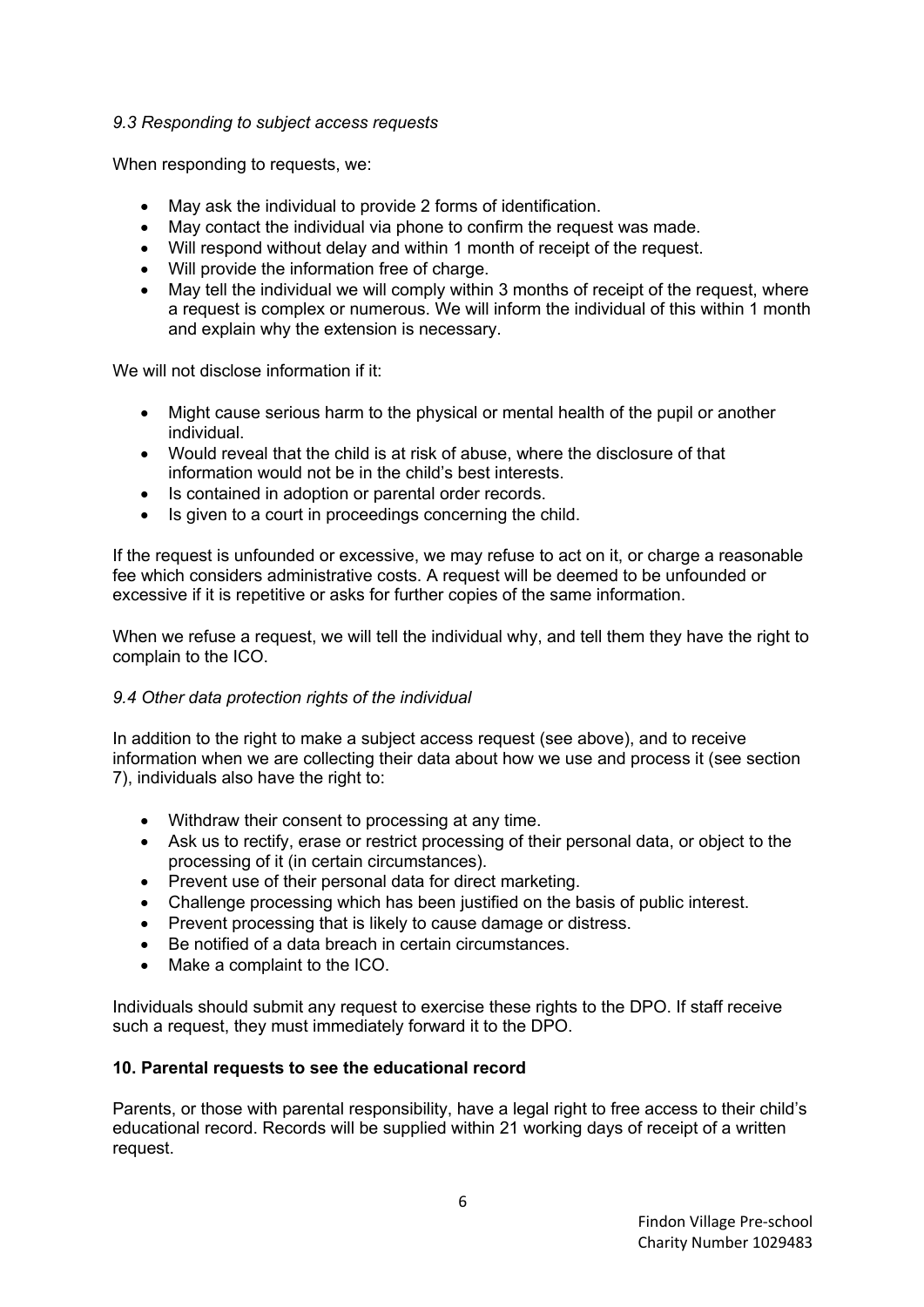*9.3 Responding to subject access requests*

When responding to requests, we:

- May ask the individual to provide 2 forms of identification.
- May contact the individual via phone to confirm the request was made.
- Will respond without delay and within 1 month of receipt of the request.
- Will provide the information free of charge.
- May tell the individual we will comply within 3 months of receipt of the request, where a request is complex or numerous. We will inform the individual of this within 1 month and explain why the extension is necessary.

We will not disclose information if it:

- Might cause serious harm to the physical or mental health of the pupil or another individual.
- Would reveal that the child is at risk of abuse, where the disclosure of that information would not be in the child's best interests.
- Is contained in adoption or parental order records.
- Is given to a court in proceedings concerning the child.

If the request is unfounded or excessive, we may refuse to act on it, or charge a reasonable fee which considers administrative costs. A request will be deemed to be unfounded or excessive if it is repetitive or asks for further copies of the same information.

When we refuse a request, we will tell the individual why, and tell them they have the right to complain to the ICO.

*9.4 Other data protection rights of the individual*

In addition to the right to make a subject access request (see above), and to receive information when we are collecting their data about how we use and process it (see section 7), individuals also have the right to:

- Withdraw their consent to processing at any time.
- Ask us to rectify, erase or restrict processing of their personal data, or object to the processing of it (in certain circumstances).
- Prevent use of their personal data for direct marketing.
- Challenge processing which has been justified on the basis of public interest.
- Prevent processing that is likely to cause damage or distress.
- Be notified of a data breach in certain circumstances.
- Make a complaint to the ICO.

Individuals should submit any request to exercise these rights to the DPO. If staff receive such a request, they must immediately forward it to the DPO.

**10. Parental requests to see the educational record**

Parents, or those with parental responsibility, have a legal right to free access to their child's educational record. Records will be supplied within 21 working days of receipt of a written request.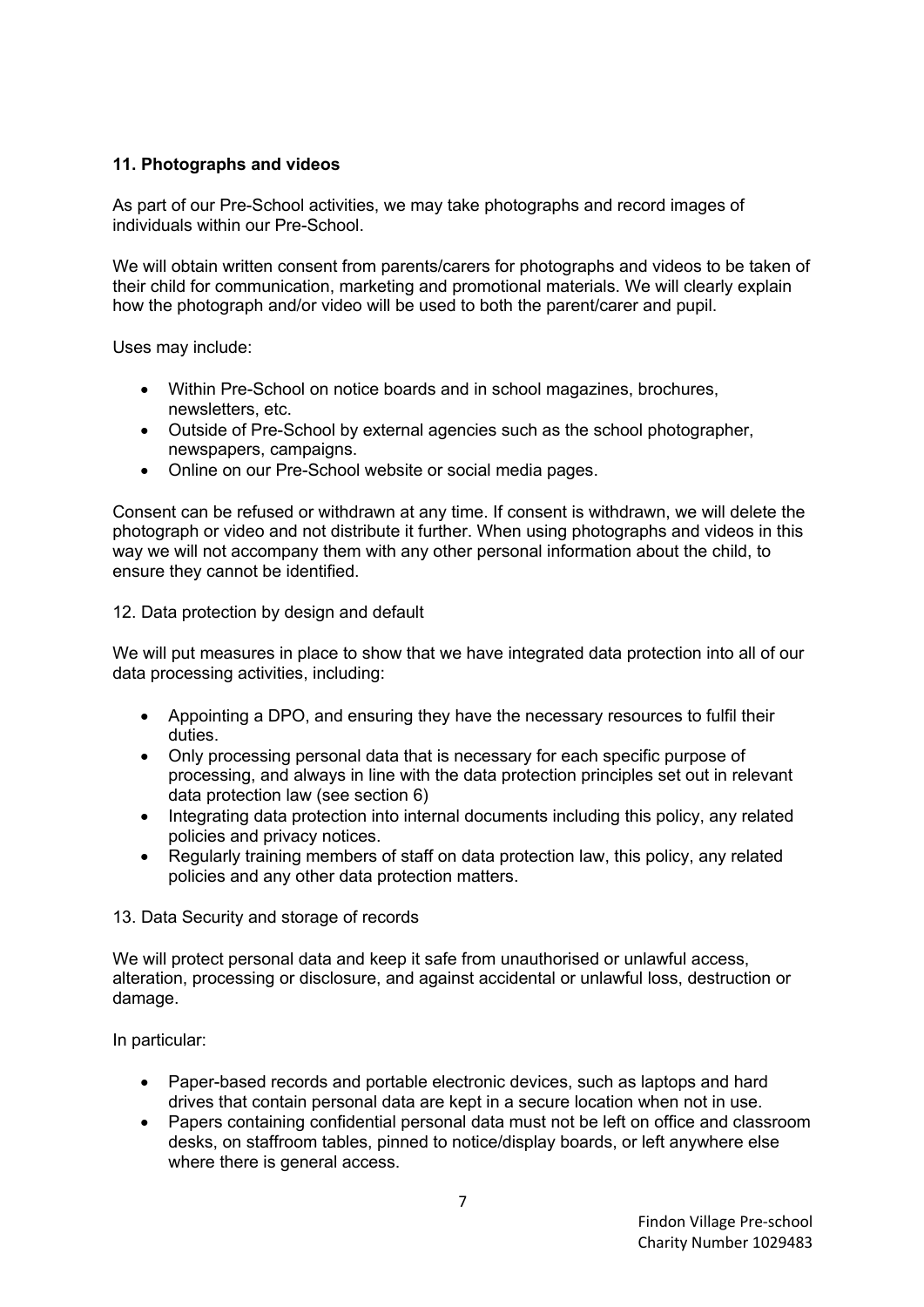## 11. Photographs and videos

As part of our Pre-School activities, we may take photographs and record images of individuals within our Pre-School.

We will obtain written consent from parents/carers for photographs and videos to be taken of their child for communication, marketing and promotional materials. We will clearly explain how the photograph and/or video will be used to both the parent/carer and pupil.

Uses may include:

- Within Pre-School on notice boards and in school magazines, brochures, newsletters, etc.
- Outside of Pre-School by external agencies such as the school photographer, newspapers, campaigns.
- Online on our Pre-School website or social media pages.

Consent can be refused or withdrawn at any time. If consent is withdrawn, we will delete the photograph or video and not distribute it further. When using photographs and videos in this way we will not accompany them with any other personal information about the child, to ensure they cannot be identified.

12. Data protection by design and default

We will put measures in place to show that we have integrated data protection into all of our data processing activities, including:

- Appointing a DPO, and ensuring they have the necessary resources to fulfil their duties.
- Only processing personal data that is necessary for each specific purpose of processing, and always in line with the data protection principles set out in relevant data protection law (see section 6)
- Integrating data protection into internal documents including this policy, any related policies and privacy notices.
- Regularly training members of staff on data protection law, this policy, any related policies and any other data protection matters.

13. Data Security and storage of records

We will protect personal data and keep it safe from unauthorised or unlawful access, alteration, processing or disclosure, and against accidental or unlawful loss, destruction or damage.

In particular:

- Paper-based records and portable electronic devices, such as laptops and hard drives that contain personal data are kept in a secure location when not in use.
- Papers containing confidential personal data must not be left on office and classroom desks, on staffroom tables, pinned to notice/display boards, or left anywhere else where there is general access.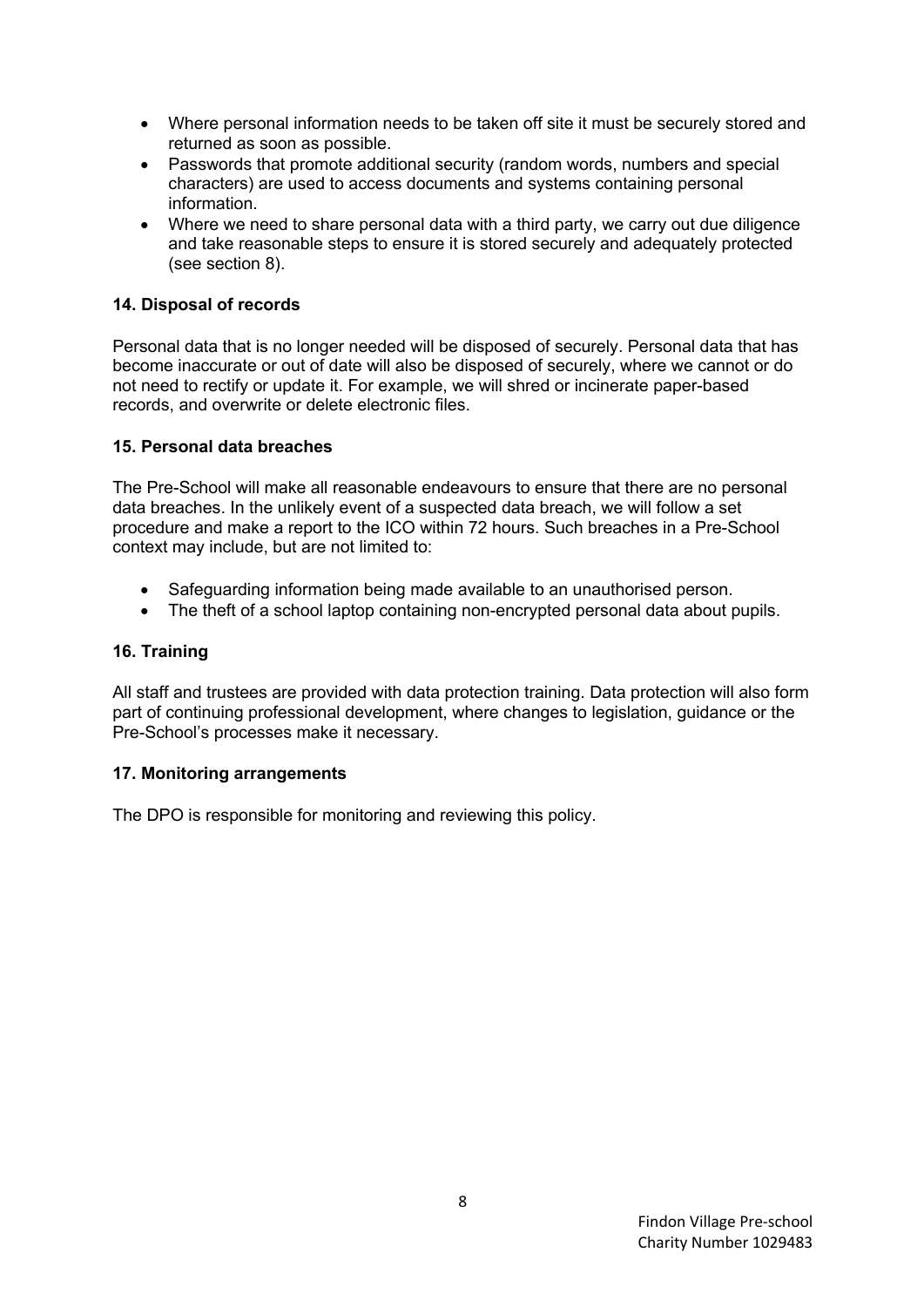- Where personal information needs to be taken off site it must be securely stored and returned as soon as possible.
- Passwords that promote additional security (random words, numbers and special characters) are used to access documents and systems containing personal information.
- Where we need to share personal data with a third party, we carry out due diligence and take reasonable steps to ensure it is stored securely and adequately protected (see section 8).

**14. Disposal of records**

Personal data that is no longer needed will be disposed of securely. Personal data that has become inaccurate or out of date will also be disposed of securely, where we cannot or do not need to rectify or update it. For example, we will shred or incinerate paper-based records, and overwrite or delete electronic files.

**15. Personal data breaches**

The Pre-School will make all reasonable endeavours to ensure that there are no personal data breaches. In the unlikely event of a suspected data breach, we will follow a set procedure and make a report to the ICO within 72 hours. Such breaches in a Pre-School context may include, but are not limited to:

- Safeguarding information being made available to an unauthorised person.
- The theft of a school laptop containing non-encrypted personal data about pupils.

**16. Training**

All staff and trustees are provided with data protection training. Data protection will also form part of continuing professional development, where changes to legislation, guidance or the Pre-School's processes make it necessary.

**17. Monitoring arrangements**

The DPO is responsible for monitoring and reviewing this policy.